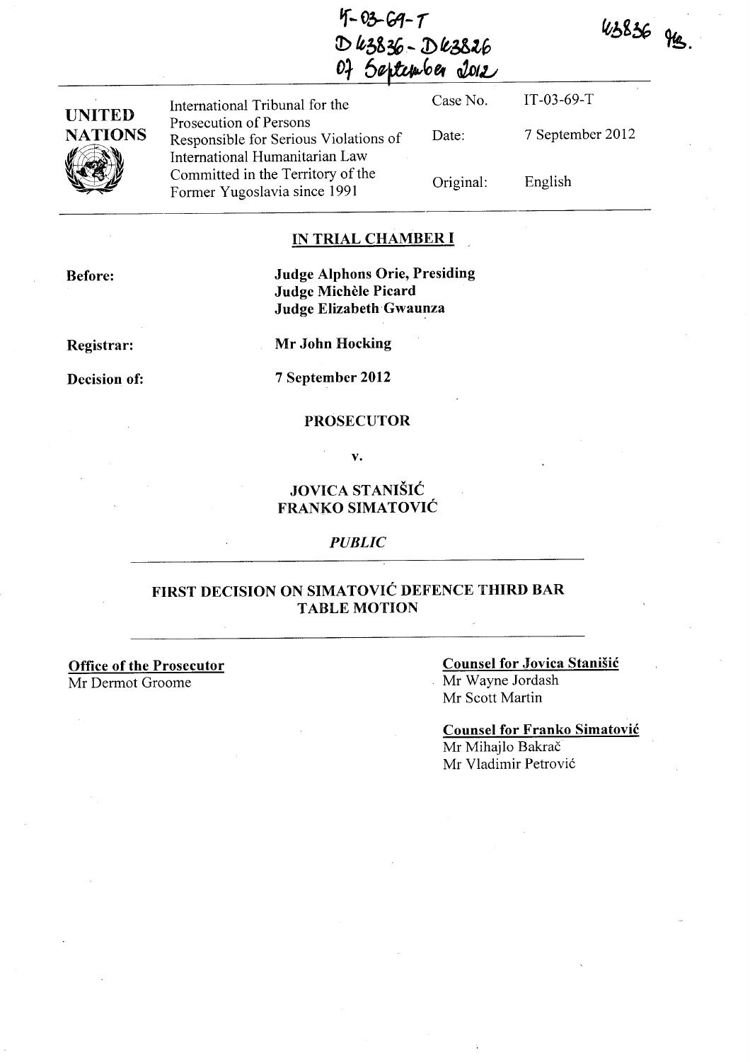IT-03-69-T
D43836 - D43826
07 September 2012

43836 YB.

| UNITED NATIONS | International Tribunal for the Prosecution of Persons Responsible for Serious Violations of International Humanitarian Law Committed in the Territory of the Former Yugoslavia since 1991 | Case No. | IT-03-69-T |
|---|---|---|---|
| | | Date: | 7 September 2012 |
| | | Original: | English |

**IN TRIAL CHAMBER I**

**Before:** **Judge Alphons Orie, Presiding**
**Judge Michèle Picard**
**Judge Elizabeth Gwaunza**

**Registrar:** **Mr John Hocking**

**Decision of:** **7 September 2012**

**PROSECUTOR**

**v.**

**JOVICA STANIŠIĆ**
**FRANKO SIMATOVIĆ**

*PUBLIC*

# FIRST DECISION ON SIMATOVIĆ DEFENCE THIRD BAR TABLE MOTION

**Office of the Prosecutor**
Mr Dermot Groome

**Counsel for Jovica Stanišić**
Mr Wayne Jordash
Mr Scott Martin

**Counsel for Franko Simatović**
Mr Mihajlo Bakrač
Mr Vladimir Petrović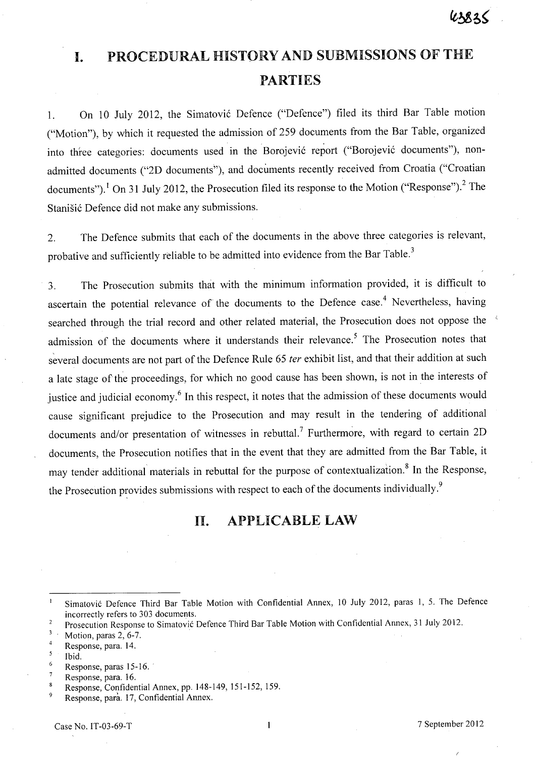# I. PROCEDURAL HISTORY AND SUBMISSIONS OF THE PARTIES

1. On 10 July 2012, the Simatović Defence ("Defence") filed its third Bar Table motion ("Motion"), by which it requested the admission of 259 documents from the Bar Table, organized into three categories: documents used in the Borojević report ("Borojević documents"), non-admitted documents ("2D documents"), and documents recently received from Croatia ("Croatian documents").[1] On 31 July 2012, the Prosecution filed its response to the Motion ("Response").[2] The Stanišić Defence did not make any submissions.

2. The Defence submits that each of the documents in the above three categories is relevant, probative and sufficiently reliable to be admitted into evidence from the Bar Table.[3]

3. The Prosecution submits that with the minimum information provided, it is difficult to ascertain the potential relevance of the documents to the Defence case.[4] Nevertheless, having searched through the trial record and other related material, the Prosecution does not oppose the admission of the documents where it understands their relevance.[5] The Prosecution notes that several documents are not part of the Defence Rule 65 *ter* exhibit list, and that their addition at such a late stage of the proceedings, for which no good cause has been shown, is not in the interests of justice and judicial economy.[6] In this respect, it notes that the admission of these documents would cause significant prejudice to the Prosecution and may result in the tendering of additional documents and/or presentation of witnesses in rebuttal.[7] Furthermore, with regard to certain 2D documents, the Prosecution notifies that in the event that they are admitted from the Bar Table, it may tender additional materials in rebuttal for the purpose of contextualization.[8] In the Response, the Prosecution provides submissions with respect to each of the documents individually.[9]

# II. APPLICABLE LAW

---

[1] Simatović Defence Third Bar Table Motion with Confidential Annex, 10 July 2012, paras 1, 5. The Defence incorrectly refers to 303 documents.

[2] Prosecution Response to Simatović Defence Third Bar Table Motion with Confidential Annex, 31 July 2012.

[3] Motion, paras 2, 6-7.

[4] Response, para. 14.

[5] Ibid.

[6] Response, paras 15-16.

[7] Response, para. 16.

[8] Response, Confidential Annex, pp. 148-149, 151-152, 159.

[9] Response, para. 17, Confidential Annex.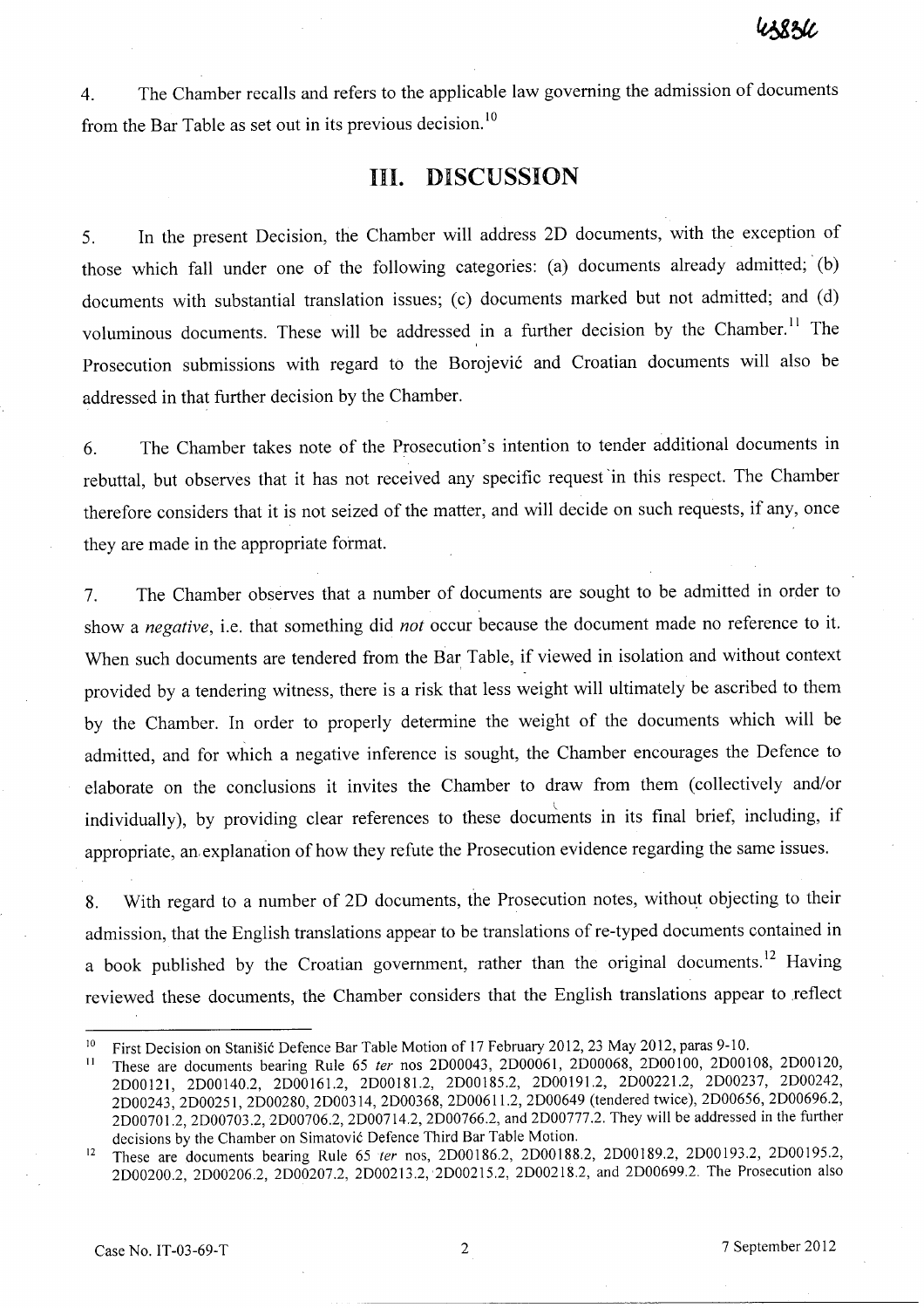4. The Chamber recalls and refers to the applicable law governing the admission of documents from the Bar Table as set out in its previous decision.[10]

## III. DISCUSSION

5. In the present Decision, the Chamber will address 2D documents, with the exception of those which fall under one of the following categories: (a) documents already admitted; (b) documents with substantial translation issues; (c) documents marked but not admitted; and (d) voluminous documents. These will be addressed in a further decision by the Chamber.[11] The Prosecution submissions with regard to the Borojević and Croatian documents will also be addressed in that further decision by the Chamber.

6. The Chamber takes note of the Prosecution's intention to tender additional documents in rebuttal, but observes that it has not received any specific request in this respect. The Chamber therefore considers that it is not seized of the matter, and will decide on such requests, if any, once they are made in the appropriate format.

7. The Chamber observes that a number of documents are sought to be admitted in order to show a *negative*, i.e. that something did *not* occur because the document made no reference to it. When such documents are tendered from the Bar Table, if viewed in isolation and without context provided by a tendering witness, there is a risk that less weight will ultimately be ascribed to them by the Chamber. In order to properly determine the weight of the documents which will be admitted, and for which a negative inference is sought, the Chamber encourages the Defence to elaborate on the conclusions it invites the Chamber to draw from them (collectively and/or individually), by providing clear references to these documents in its final brief, including, if appropriate, an explanation of how they refute the Prosecution evidence regarding the same issues.

8. With regard to a number of 2D documents, the Prosecution notes, without objecting to their admission, that the English translations appear to be translations of re-typed documents contained in a book published by the Croatian government, rather than the original documents.[12] Having reviewed these documents, the Chamber considers that the English translations appear to reflect

---

[10] First Decision on Stanišić Defence Bar Table Motion of 17 February 2012, 23 May 2012, paras 9-10.

[11] These are documents bearing Rule 65 *ter* nos 2D00043, 2D00061, 2D00068, 2D00100, 2D00108, 2D00120, 2D00121, 2D00140.2, 2D00161.2, 2D00181.2, 2D00185.2, 2D00191.2, 2D00221.2, 2D00237, 2D00242, 2D00243, 2D00251, 2D00280, 2D00314, 2D00368, 2D00611.2, 2D00649 (tendered twice), 2D00656, 2D00696.2, 2D00701.2, 2D00703.2, 2D00706.2, 2D00714.2, 2D00766.2, and 2D00777.2. They will be addressed in the further decisions by the Chamber on Simatović Defence Third Bar Table Motion.

[12] These are documents bearing Rule 65 *ter* nos, 2D00186.2, 2D00188.2, 2D00189.2, 2D00193.2, 2D00195.2, 2D00200.2, 2D00206.2, 2D00207.2, 2D00213.2, 2D00215.2, 2D00218.2, and 2D00699.2. The Prosecution also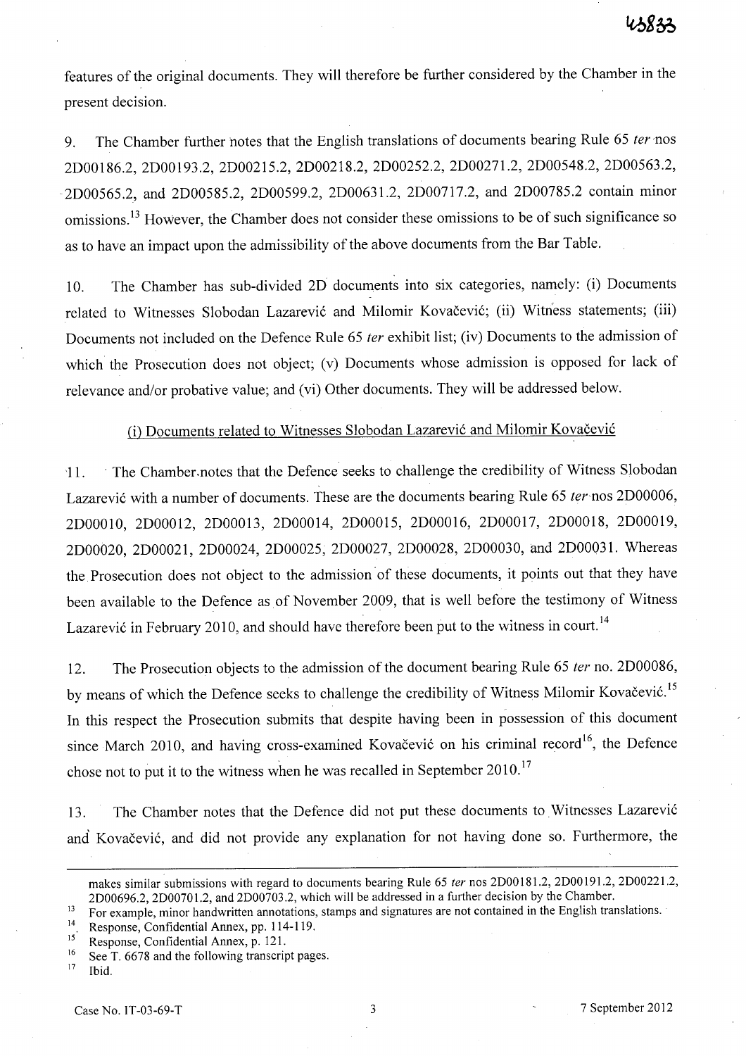features of the original documents. They will therefore be further considered by the Chamber in the present decision.

9. The Chamber further notes that the English translations of documents bearing Rule 65 *ter* nos 2D00186.2, 2D00193.2, 2D00215.2, 2D00218.2, 2D00252.2, 2D00271.2, 2D00548.2, 2D00563.2, 2D00565.2, and 2D00585.2, 2D00599.2, 2D00631.2, 2D00717.2, and 2D00785.2 contain minor omissions.[13] However, the Chamber does not consider these omissions to be of such significance so as to have an impact upon the admissibility of the above documents from the Bar Table.

10. The Chamber has sub-divided 2D documents into six categories, namely: (i) Documents related to Witnesses Slobodan Lazarević and Milomir Kovačević; (ii) Witness statements; (iii) Documents not included on the Defence Rule 65 *ter* exhibit list; (iv) Documents to the admission of which the Prosecution does not object; (v) Documents whose admission is opposed for lack of relevance and/or probative value; and (vi) Other documents. They will be addressed below.

<u>(i) Documents related to Witnesses Slobodan Lazarević and Milomir Kovačević</u>

11. The Chamber notes that the Defence seeks to challenge the credibility of Witness Slobodan Lazarević with a number of documents. These are the documents bearing Rule 65 *ter* nos 2D00006, 2D00010, 2D00012, 2D00013, 2D00014, 2D00015, 2D00016, 2D00017, 2D00018, 2D00019, 2D00020, 2D00021, 2D00024, 2D00025, 2D00027, 2D00028, 2D00030, and 2D00031. Whereas the Prosecution does not object to the admission of these documents, it points out that they have been available to the Defence as of November 2009, that is well before the testimony of Witness Lazarević in February 2010, and should have therefore been put to the witness in court.[14]

12. The Prosecution objects to the admission of the document bearing Rule 65 *ter* no. 2D00086, by means of which the Defence seeks to challenge the credibility of Witness Milomir Kovačević.[15] In this respect the Prosecution submits that despite having been in possession of this document since March 2010, and having cross-examined Kovačević on his criminal record[16], the Defence chose not to put it to the witness when he was recalled in September 2010.[17]

13. The Chamber notes that the Defence did not put these documents to Witnesses Lazarević and Kovačević, and did not provide any explanation for not having done so. Furthermore, the

---

makes similar submissions with regard to documents bearing Rule 65 *ter* nos 2D00181.2, 2D00191.2, 2D00221.2, 2D00696.2, 2D00701.2, and 2D00703.2, which will be addressed in a further decision by the Chamber.

[13] For example, minor handwritten annotations, stamps and signatures are not contained in the English translations.

[14] Response, Confidential Annex, pp. 114-119.

[15] Response, Confidential Annex, p. 121.

[16] See T. 6678 and the following transcript pages.

[17] Ibid.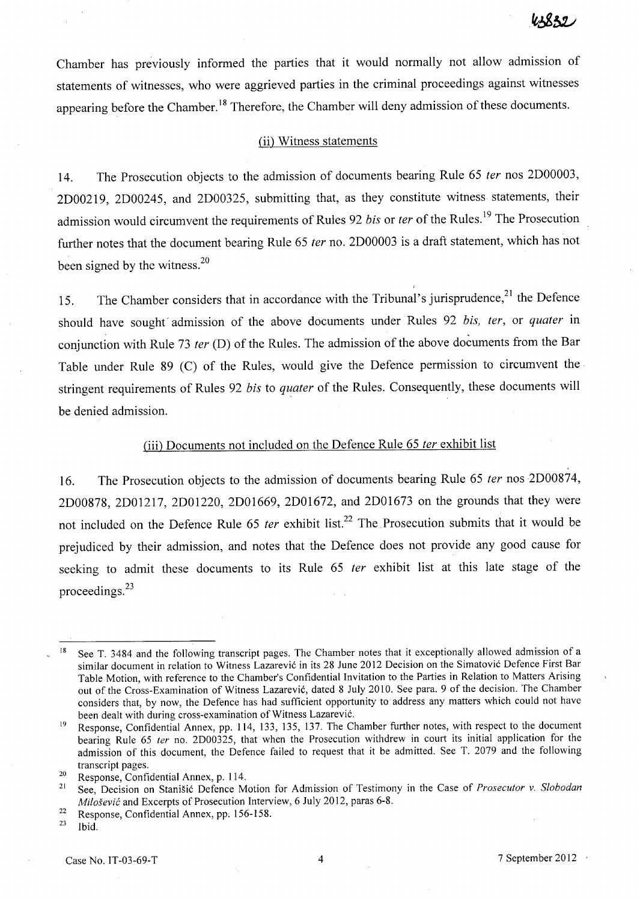Chamber has previously informed the parties that it would normally not allow admission of statements of witnesses, who were aggrieved parties in the criminal proceedings against witnesses appearing before the Chamber.[18] Therefore, the Chamber will deny admission of these documents.

### (ii) Witness statements

14. The Prosecution objects to the admission of documents bearing Rule 65 *ter* nos 2D00003, 2D00219, 2D00245, and 2D00325, submitting that, as they constitute witness statements, their admission would circumvent the requirements of Rules 92 *bis* or *ter* of the Rules.[19] The Prosecution further notes that the document bearing Rule 65 *ter* no. 2D00003 is a draft statement, which has not been signed by the witness.[20]

15. The Chamber considers that in accordance with the Tribunal's jurisprudence,[21] the Defence should have sought admission of the above documents under Rules 92 *bis*, *ter*, or *quater* in conjunction with Rule 73 *ter* (D) of the Rules. The admission of the above documents from the Bar Table under Rule 89 (C) of the Rules, would give the Defence permission to circumvent the stringent requirements of Rules 92 *bis* to *quater* of the Rules. Consequently, these documents will be denied admission.

### (iii) Documents not included on the Defence Rule 65 *ter* exhibit list

16. The Prosecution objects to the admission of documents bearing Rule 65 *ter* nos 2D00874, 2D00878, 2D01217, 2D01220, 2D01669, 2D01672, and 2D01673 on the grounds that they were not included on the Defence Rule 65 *ter* exhibit list.[22] The Prosecution submits that it would be prejudiced by their admission, and notes that the Defence does not provide any good cause for seeking to admit these documents to its Rule 65 *ter* exhibit list at this late stage of the proceedings.[23]

---

[18] See T. 3484 and the following transcript pages. The Chamber notes that it exceptionally allowed admission of a similar document in relation to Witness Lazarević in its 28 June 2012 Decision on the Simatović Defence First Bar Table Motion, with reference to the Chamber's Confidential Invitation to the Parties in Relation to Matters Arising out of the Cross-Examination of Witness Lazarević, dated 8 July 2010. See para. 9 of the decision. The Chamber considers that, by now, the Defence has had sufficient opportunity to address any matters which could not have been dealt with during cross-examination of Witness Lazarević.

[19] Response, Confidential Annex, pp. 114, 133, 135, 137. The Chamber further notes, with respect to the document bearing Rule 65 *ter* no. 2D00325, that when the Prosecution withdrew in court its initial application for the admission of this document, the Defence failed to request that it be admitted. See T. 2079 and the following transcript pages.

[20] Response, Confidential Annex, p. 114.

[21] See, Decision on Stanišić Defence Motion for Admission of Testimony in the Case of *Prosecutor v. Slobodan Milošević* and Excerpts of Prosecution Interview, 6 July 2012, paras 6-8.

[22] Response, Confidential Annex, pp. 156-158.

[23] Ibid.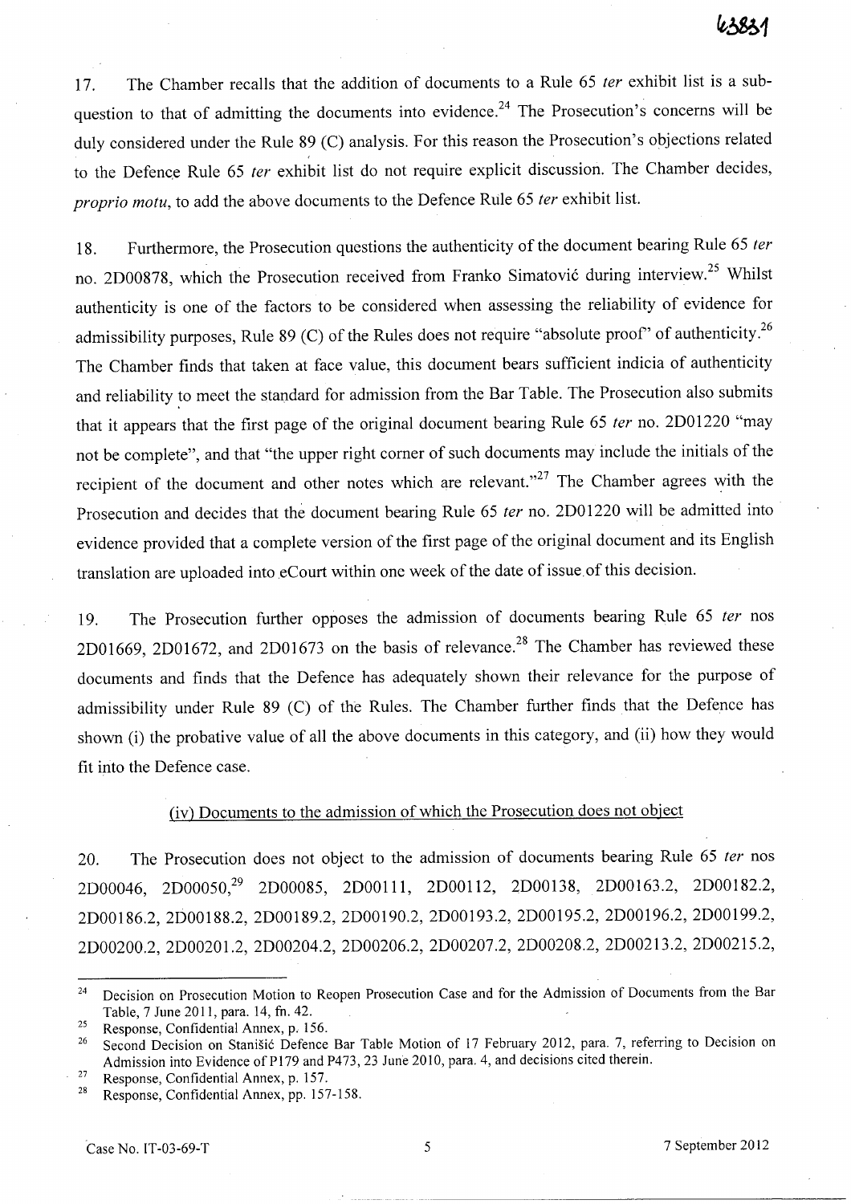17. The Chamber recalls that the addition of documents to a Rule 65 *ter* exhibit list is a sub-question to that of admitting the documents into evidence.[24] The Prosecution's concerns will be duly considered under the Rule 89 (C) analysis. For this reason the Prosecution's objections related to the Defence Rule 65 *ter* exhibit list do not require explicit discussion. The Chamber decides, *proprio motu*, to add the above documents to the Defence Rule 65 *ter* exhibit list.

18. Furthermore, the Prosecution questions the authenticity of the document bearing Rule 65 *ter* no. 2D00878, which the Prosecution received from Franko Simatović during interview.[25] Whilst authenticity is one of the factors to be considered when assessing the reliability of evidence for admissibility purposes, Rule 89 (C) of the Rules does not require "absolute proof" of authenticity.[26] The Chamber finds that taken at face value, this document bears sufficient indicia of authenticity and reliability to meet the standard for admission from the Bar Table. The Prosecution also submits that it appears that the first page of the original document bearing Rule 65 *ter* no. 2D01220 "may not be complete", and that "the upper right corner of such documents may include the initials of the recipient of the document and other notes which are relevant."[27] The Chamber agrees with the Prosecution and decides that the document bearing Rule 65 *ter* no. 2D01220 will be admitted into evidence provided that a complete version of the first page of the original document and its English translation are uploaded into eCourt within one week of the date of issue of this decision.

19. The Prosecution further opposes the admission of documents bearing Rule 65 *ter* nos 2D01669, 2D01672, and 2D01673 on the basis of relevance.[28] The Chamber has reviewed these documents and finds that the Defence has adequately shown their relevance for the purpose of admissibility under Rule 89 (C) of the Rules. The Chamber further finds that the Defence has shown (i) the probative value of all the above documents in this category, and (ii) how they would fit into the Defence case.

(iv) Documents to the admission of which the Prosecution does not object

20. The Prosecution does not object to the admission of documents bearing Rule 65 *ter* nos 2D00046, 2D00050,[29] 2D00085, 2D00111, 2D00112, 2D00138, 2D00163.2, 2D00182.2, 2D00186.2, 2D00188.2, 2D00189.2, 2D00190.2, 2D00193.2, 2D00195.2, 2D00196.2, 2D00199.2, 2D00200.2, 2D00201.2, 2D00204.2, 2D00206.2, 2D00207.2, 2D00208.2, 2D00213.2, 2D00215.2,

---

[24] Decision on Prosecution Motion to Reopen Prosecution Case and for the Admission of Documents from the Bar Table, 7 June 2011, para. 14, fn. 42.

[25] Response, Confidential Annex, p. 156.

[26] Second Decision on Stanišić Defence Bar Table Motion of 17 February 2012, para. 7, referring to Decision on Admission into Evidence of P179 and P473, 23 June 2010, para. 4, and decisions cited therein.

[27] Response, Confidential Annex, p. 157.

[28] Response, Confidential Annex, pp. 157-158.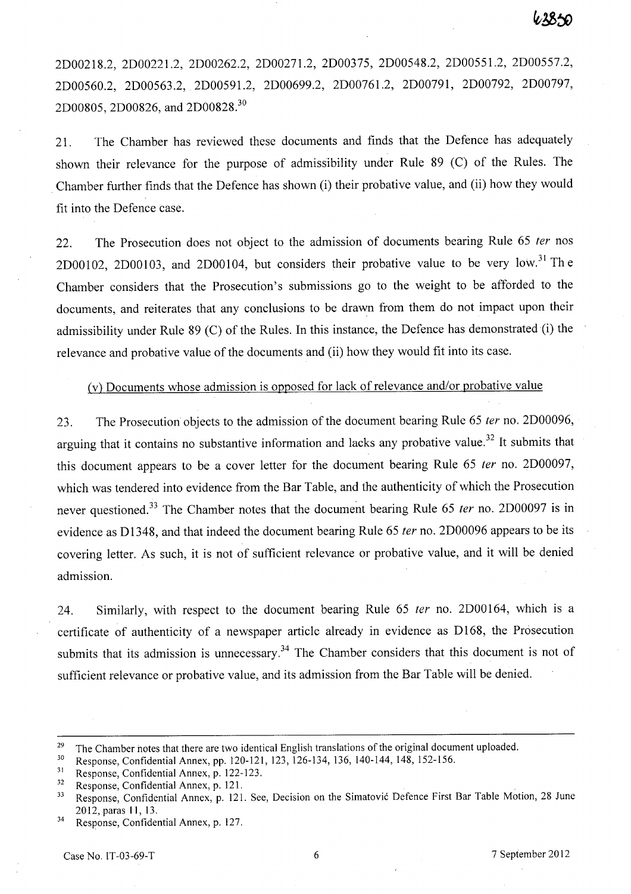2D00218.2, 2D00221.2, 2D00262.2, 2D00271.2, 2D00375, 2D00548.2, 2D00551.2, 2D00557.2, 2D00560.2, 2D00563.2, 2D00591.2, 2D00699.2, 2D00761.2, 2D00791, 2D00792, 2D00797, 2D00805, 2D00826, and 2D00828.[30]

21. The Chamber has reviewed these documents and finds that the Defence has adequately shown their relevance for the purpose of admissibility under Rule 89 (C) of the Rules. The Chamber further finds that the Defence has shown (i) their probative value, and (ii) how they would fit into the Defence case.

22. The Prosecution does not object to the admission of documents bearing Rule 65 *ter* nos 2D00102, 2D00103, and 2D00104, but considers their probative value to be very low.[31] The Chamber considers that the Prosecution's submissions go to the weight to be afforded to the documents, and reiterates that any conclusions to be drawn from them do not impact upon their admissibility under Rule 89 (C) of the Rules. In this instance, the Defence has demonstrated (i) the relevance and probative value of the documents and (ii) how they would fit into its case.

(v) Documents whose admission is opposed for lack of relevance and/or probative value

23. The Prosecution objects to the admission of the document bearing Rule 65 *ter* no. 2D00096, arguing that it contains no substantive information and lacks any probative value.[32] It submits that this document appears to be a cover letter for the document bearing Rule 65 *ter* no. 2D00097, which was tendered into evidence from the Bar Table, and the authenticity of which the Prosecution never questioned.[33] The Chamber notes that the document bearing Rule 65 *ter* no. 2D00097 is in evidence as D1348, and that indeed the document bearing Rule 65 *ter* no. 2D00096 appears to be its covering letter. As such, it is not of sufficient relevance or probative value, and it will be denied admission.

24. Similarly, with respect to the document bearing Rule 65 *ter* no. 2D00164, which is a certificate of authenticity of a newspaper article already in evidence as D168, the Prosecution submits that its admission is unnecessary.[34] The Chamber considers that this document is not of sufficient relevance or probative value, and its admission from the Bar Table will be denied.

---

[29] The Chamber notes that there are two identical English translations of the original document uploaded.

[30] Response, Confidential Annex, pp. 120-121, 123, 126-134, 136, 140-144, 148, 152-156.

[31] Response, Confidential Annex, pp. 122-123.

[32] Response, Confidential Annex, p. 121.

[33] Response, Confidential Annex, p. 121. See, Decision on the Simatović Defence First Bar Table Motion, 28 June 2012, paras 11, 13.

[34] Response, Confidential Annex, p. 127.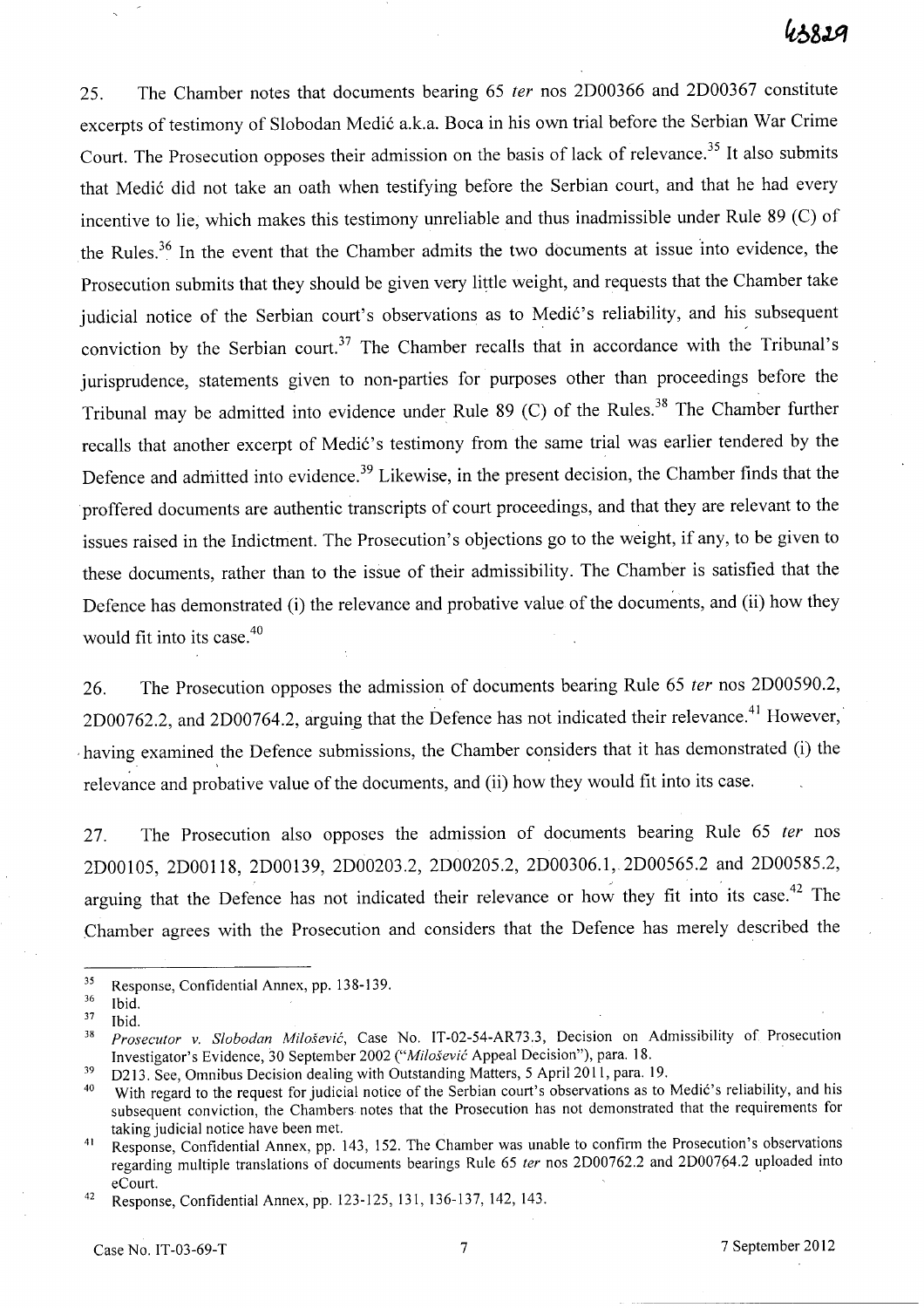25. The Chamber notes that documents bearing 65 *ter* nos 2D00366 and 2D00367 constitute excerpts of testimony of Slobodan Medić a.k.a. Boca in his own trial before the Serbian War Crime Court. The Prosecution opposes their admission on the basis of lack of relevance.[35] It also submits that Medić did not take an oath when testifying before the Serbian court, and that he had every incentive to lie, which makes this testimony unreliable and thus inadmissible under Rule 89 (C) of the Rules.[36] In the event that the Chamber admits the two documents at issue into evidence, the Prosecution submits that they should be given very little weight, and requests that the Chamber take judicial notice of the Serbian court's observations as to Medić's reliability, and his subsequent conviction by the Serbian court.[37] The Chamber recalls that in accordance with the Tribunal's jurisprudence, statements given to non-parties for purposes other than proceedings before the Tribunal may be admitted into evidence under Rule 89 (C) of the Rules.[38] The Chamber further recalls that another excerpt of Medić's testimony from the same trial was earlier tendered by the Defence and admitted into evidence.[39] Likewise, in the present decision, the Chamber finds that the proffered documents are authentic transcripts of court proceedings, and that they are relevant to the issues raised in the Indictment. The Prosecution's objections go to the weight, if any, to be given to these documents, rather than to the issue of their admissibility. The Chamber is satisfied that the Defence has demonstrated (i) the relevance and probative value of the documents, and (ii) how they would fit into its case.[40]

26. The Prosecution opposes the admission of documents bearing Rule 65 *ter* nos 2D00590.2, 2D00762.2, and 2D00764.2, arguing that the Defence has not indicated their relevance.[41] However, having examined the Defence submissions, the Chamber considers that it has demonstrated (i) the relevance and probative value of the documents, and (ii) how they would fit into its case.

27. The Prosecution also opposes the admission of documents bearing Rule 65 *ter* nos 2D00105, 2D00118, 2D00139, 2D00203.2, 2D00205.2, 2D00306.1, 2D00565.2 and 2D00585.2, arguing that the Defence has not indicated their relevance or how they fit into its case.[42] The Chamber agrees with the Prosecution and considers that the Defence has merely described the

---

[35] Response, Confidential Annex, pp. 138-139.

[36] Ibid.

[37] Ibid.

[38] *Prosecutor v. Slobodan Milošević*, Case No. IT-02-54-AR73.3, Decision on Admissibility of Prosecution Investigator's Evidence, 30 September 2002 ("*Milošević* Appeal Decision"), para. 18.

[39] D213. See, Omnibus Decision dealing with Outstanding Matters, 5 April 2011, para. 19.

[40] With regard to the request for judicial notice of the Serbian court's observations as to Medić's reliability, and his subsequent conviction, the Chambers notes that the Prosecution has not demonstrated that the requirements for taking judicial notice have been met.

[41] Response, Confidential Annex, pp. 143, 152. The Chamber was unable to confirm the Prosecution's observations regarding multiple translations of documents bearings Rule 65 *ter* nos 2D00762.2 and 2D00764.2 uploaded into eCourt.

[42] Response, Confidential Annex, pp. 123-125, 131, 136-137, 142, 143.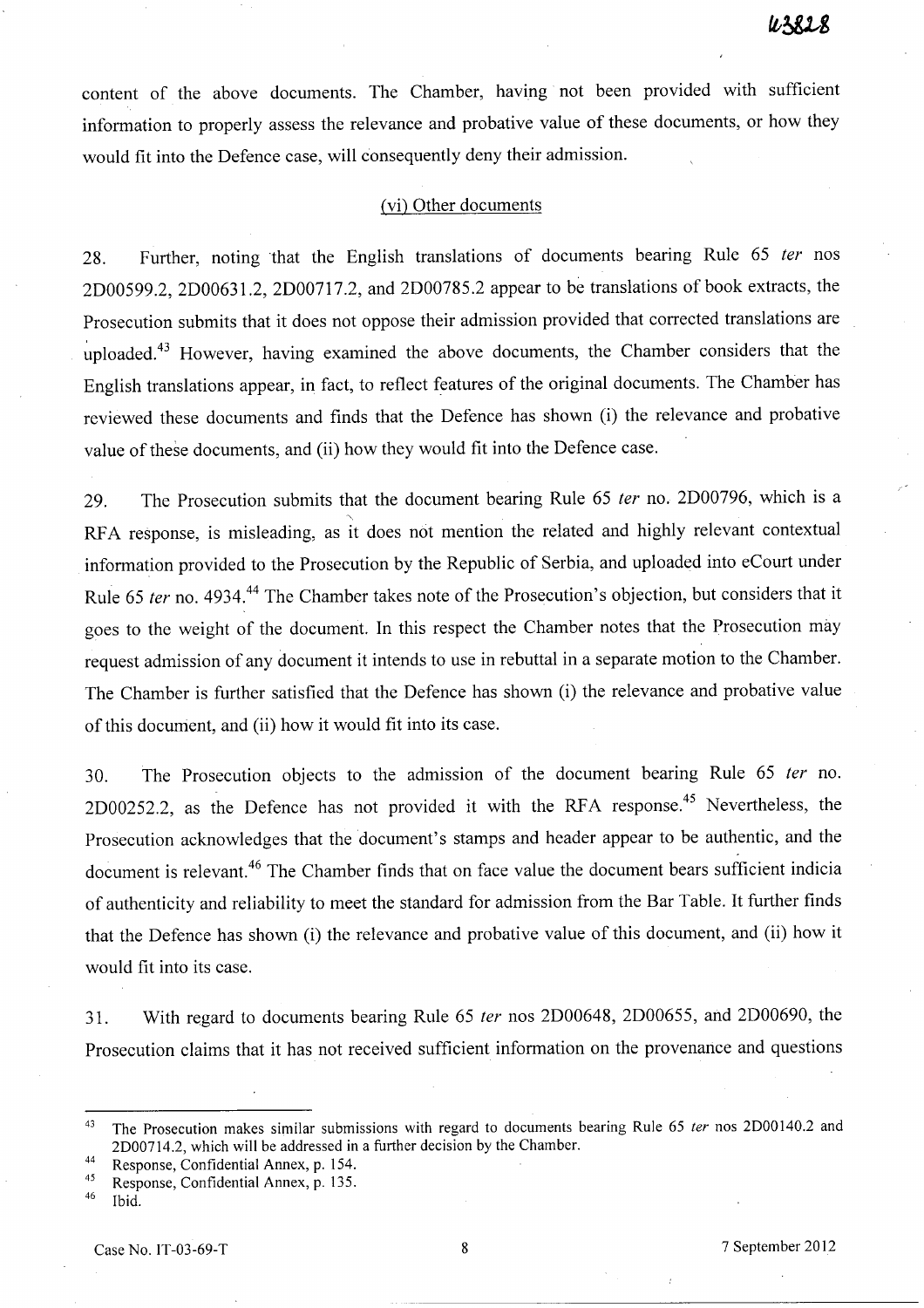content of the above documents. The Chamber, having not been provided with sufficient information to properly assess the relevance and probative value of these documents, or how they would fit into the Defence case, will consequently deny their admission.

(vi) Other documents

28. Further, noting that the English translations of documents bearing Rule 65 *ter* nos 2D00599.2, 2D00631.2, 2D00717.2, and 2D00785.2 appear to be translations of book extracts, the Prosecution submits that it does not oppose their admission provided that corrected translations are uploaded.[43] However, having examined the above documents, the Chamber considers that the English translations appear, in fact, to reflect features of the original documents. The Chamber has reviewed these documents and finds that the Defence has shown (i) the relevance and probative value of these documents, and (ii) how they would fit into the Defence case.

29. The Prosecution submits that the document bearing Rule 65 *ter* no. 2D00796, which is a RFA response, is misleading, as it does not mention the related and highly relevant contextual information provided to the Prosecution by the Republic of Serbia, and uploaded into eCourt under Rule 65 *ter* no. 4934.[44] The Chamber takes note of the Prosecution's objection, but considers that it goes to the weight of the document. In this respect the Chamber notes that the Prosecution may request admission of any document it intends to use in rebuttal in a separate motion to the Chamber. The Chamber is further satisfied that the Defence has shown (i) the relevance and probative value of this document, and (ii) how it would fit into its case.

30. The Prosecution objects to the admission of the document bearing Rule 65 *ter* no. 2D00252.2, as the Defence has not provided it with the RFA response.[45] Nevertheless, the Prosecution acknowledges that the document's stamps and header appear to be authentic, and the document is relevant.[46] The Chamber finds that on face value the document bears sufficient indicia of authenticity and reliability to meet the standard for admission from the Bar Table. It further finds that the Defence has shown (i) the relevance and probative value of this document, and (ii) how it would fit into its case.

31. With regard to documents bearing Rule 65 *ter* nos 2D00648, 2D00655, and 2D00690, the Prosecution claims that it has not received sufficient information on the provenance and questions

---

[43] The Prosecution makes similar submissions with regard to documents bearing Rule 65 *ter* nos 2D00140.2 and 2D00714.2, which will be addressed in a further decision by the Chamber.

[44] Response, Confidential Annex, p. 154.

[45] Response, Confidential Annex, p. 135.

[46] Ibid.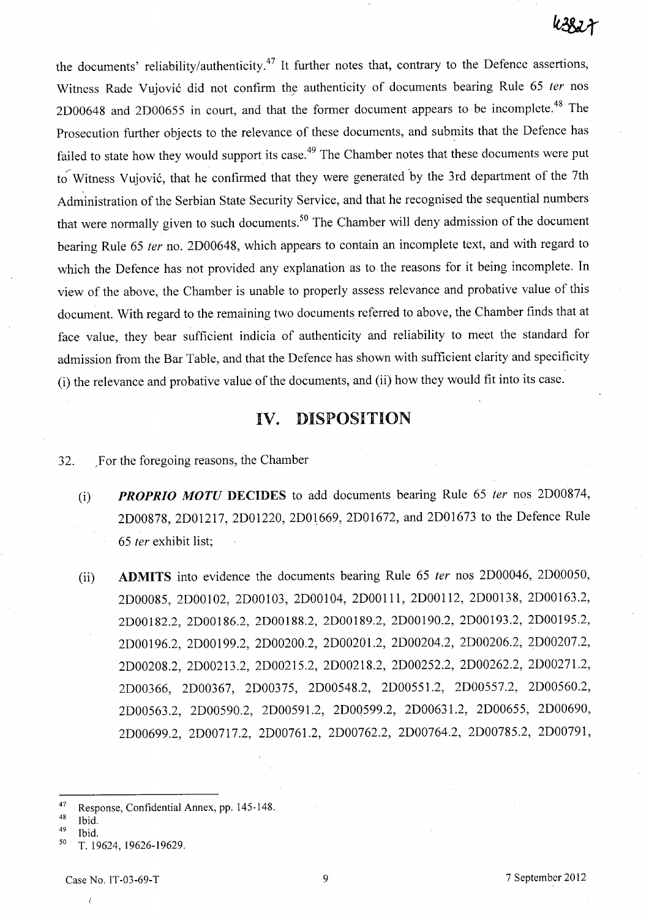the documents' reliability/authenticity.[47] It further notes that, contrary to the Defence assertions, Witness Rade Vujović did not confirm the authenticity of documents bearing Rule 65 *ter* nos 2D00648 and 2D00655 in court, and that the former document appears to be incomplete.[48] The Prosecution further objects to the relevance of these documents, and submits that the Defence has failed to state how they would support its case.[49] The Chamber notes that these documents were put to Witness Vujović, that he confirmed that they were generated by the 3rd department of the 7th Administration of the Serbian State Security Service, and that he recognised the sequential numbers that were normally given to such documents.[50] The Chamber will deny admission of the document bearing Rule 65 *ter* no. 2D00648, which appears to contain an incomplete text, and with regard to which the Defence has not provided any explanation as to the reasons for it being incomplete. In view of the above, the Chamber is unable to properly assess relevance and probative value of this document. With regard to the remaining two documents referred to above, the Chamber finds that at face value, they bear sufficient indicia of authenticity and reliability to meet the standard for admission from the Bar Table, and that the Defence has shown with sufficient clarity and specificity (i) the relevance and probative value of the documents, and (ii) how they would fit into its case.

## IV. DISPOSITION

32. For the foregoing reasons, the Chamber

(i) ***PROPRIO MOTU*** **DECIDES** to add documents bearing Rule 65 *ter* nos 2D00874, 2D00878, 2D01217, 2D01220, 2D01669, 2D01672, and 2D01673 to the Defence Rule 65 *ter* exhibit list;

(ii) **ADMITS** into evidence the documents bearing Rule 65 *ter* nos 2D00046, 2D00050, 2D00085, 2D00102, 2D00103, 2D00104, 2D00111, 2D00112, 2D00138, 2D00163.2, 2D00182.2, 2D00186.2, 2D00188.2, 2D00189.2, 2D00190.2, 2D00193.2, 2D00195.2, 2D00196.2, 2D00199.2, 2D00200.2, 2D00201.2, 2D00204.2, 2D00206.2, 2D00207.2, 2D00208.2, 2D00213.2, 2D00215.2, 2D00218.2, 2D00252.2, 2D00262.2, 2D00271.2, 2D00366, 2D00367, 2D00375, 2D00548.2, 2D00551.2, 2D00557.2, 2D00560.2, 2D00563.2, 2D00590.2, 2D00591.2, 2D00599.2, 2D00631.2, 2D00655, 2D00690, 2D00699.2, 2D00717.2, 2D00761.2, 2D00762.2, 2D00764.2, 2D00785.2, 2D00791,

---

[47] Response, Confidential Annex, pp. 145-148.

[48] Ibid.

[49] Ibid.

[50] T. 19624, 19626-19629.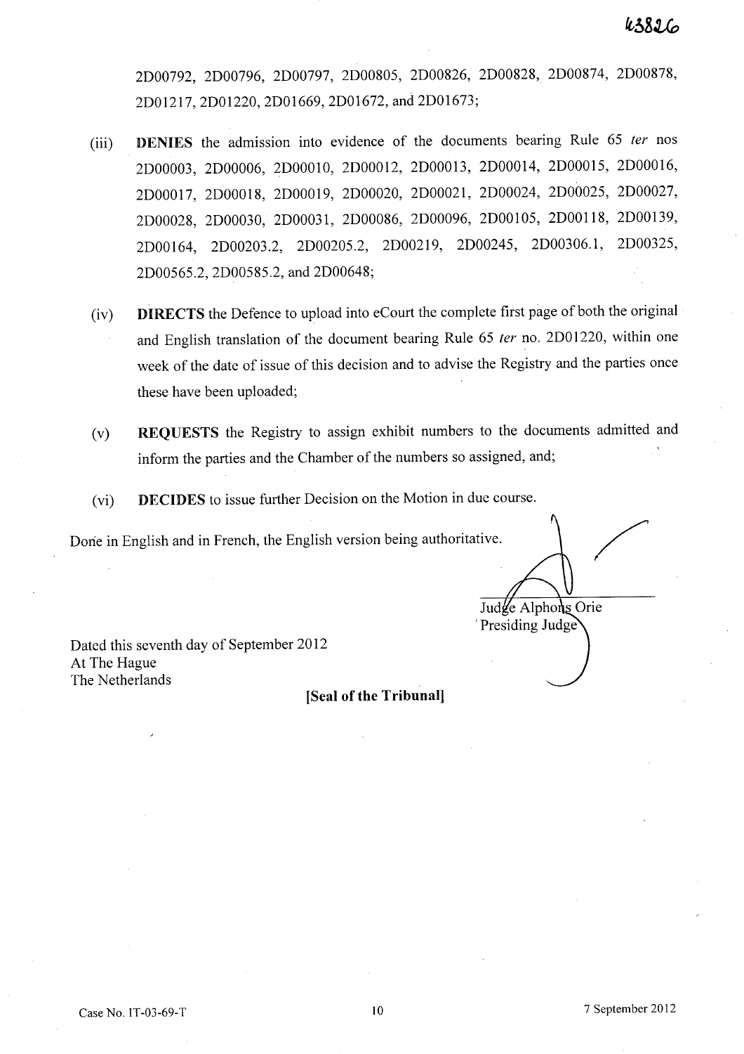2D00792, 2D00796, 2D00797, 2D00805, 2D00826, 2D00828, 2D00874, 2D00878, 2D01217, 2D01220, 2D01669, 2D01672, and 2D01673;

(iii) **DENIES** the admission into evidence of the documents bearing Rule 65 *ter* nos 2D00003, 2D00006, 2D00010, 2D00012, 2D00013, 2D00014, 2D00015, 2D00016, 2D00017, 2D00018, 2D00019, 2D00020, 2D00021, 2D00024, 2D00025, 2D00027, 2D00028, 2D00030, 2D00031, 2D00086, 2D00096, 2D00105, 2D00118, 2D00139, 2D00164, 2D00203.2, 2D00205.2, 2D00219, 2D00245, 2D00306.1, 2D00325, 2D00565.2, 2D00585.2, and 2D00648;

(iv) **DIRECTS** the Defence to upload into eCourt the complete first page of both the original and English translation of the document bearing Rule 65 *ter* no. 2D01220, within one week of the date of issue of this decision and to advise the Registry and the parties once these have been uploaded;

(v) **REQUESTS** the Registry to assign exhibit numbers to the documents admitted and inform the parties and the Chamber of the numbers so assigned, and;

(vi) **DECIDES** to issue further Decision on the Motion in due course.

Done in English and in French, the English version being authoritative.

Judge Alphons Orie
Presiding Judge

Dated this seventh day of September 2012
At The Hague
The Netherlands

**[Seal of the Tribunal]**